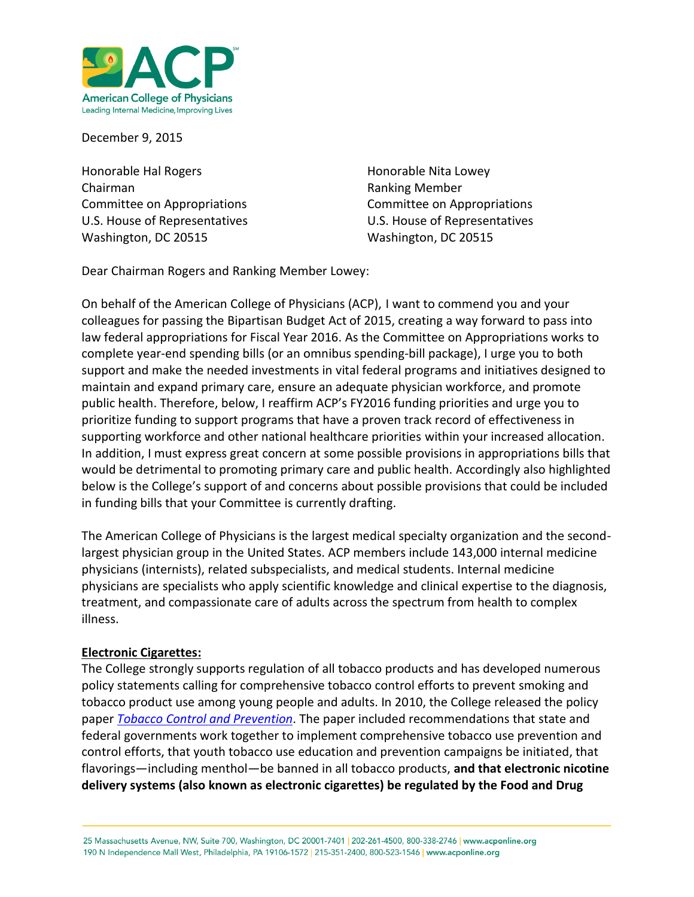December 9, 2015

Honorable Hal Rogers
Chairman
Committee on Appropriations
U.S. House of Representatives
Washington, DC 20515

Honorable Nita Lowey
Ranking Member
Committee on Appropriations
U.S. House of Representatives
Washington, DC 20515

Dear Chairman Rogers and Ranking Member Lowey:

On behalf of the American College of Physicians (ACP), I want to commend you and your colleagues for passing the Bipartisan Budget Act of 2015, creating a way forward to pass into law federal appropriations for Fiscal Year 2016. As the Committee on Appropriations works to complete year-end spending bills (or an omnibus spending-bill package), I urge you to both support and make the needed investments in vital federal programs and initiatives designed to maintain and expand primary care, ensure an adequate physician workforce, and promote public health. Therefore, below, I reaffirm ACP's FY2016 funding priorities and urge you to prioritize funding to support programs that have a proven track record of effectiveness in supporting workforce and other national healthcare priorities within your increased allocation. In addition, I must express great concern at some possible provisions in appropriations bills that would be detrimental to promoting primary care and public health. Accordingly also highlighted below is the College's support of and concerns about possible provisions that could be included in funding bills that your Committee is currently drafting.

The American College of Physicians is the largest medical specialty organization and the second-largest physician group in the United States. ACP members include 143,000 internal medicine physicians (internists), related subspecialists, and medical students. Internal medicine physicians are specialists who apply scientific knowledge and clinical expertise to the diagnosis, treatment, and compassionate care of adults across the spectrum from health to complex illness.

**Electronic Cigarettes:**

The College strongly supports regulation of all tobacco products and has developed numerous policy statements calling for comprehensive tobacco control efforts to prevent smoking and tobacco product use among young people and adults. In 2010, the College released the policy paper *Tobacco Control and Prevention*. The paper included recommendations that state and federal governments work together to implement comprehensive tobacco use prevention and control efforts, that youth tobacco use education and prevention campaigns be initiated, that flavorings—including menthol—be banned in all tobacco products, **and that electronic nicotine delivery systems (also known as electronic cigarettes) be regulated by the Food and Drug**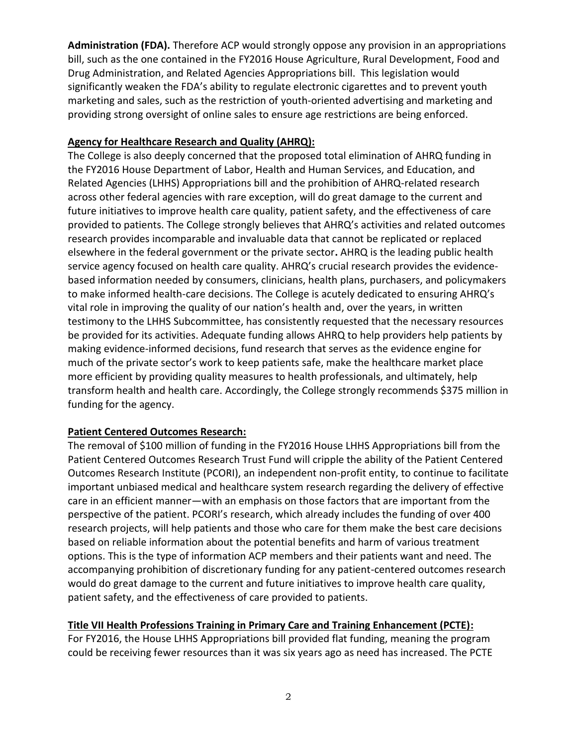**Administration (FDA).** Therefore ACP would strongly oppose any provision in an appropriations bill, such as the one contained in the FY2016 House Agriculture, Rural Development, Food and Drug Administration, and Related Agencies Appropriations bill. This legislation would significantly weaken the FDA's ability to regulate electronic cigarettes and to prevent youth marketing and sales, such as the restriction of youth-oriented advertising and marketing and providing strong oversight of online sales to ensure age restrictions are being enforced.

**Agency for Healthcare Research and Quality (AHRQ):**

The College is also deeply concerned that the proposed total elimination of AHRQ funding in the FY2016 House Department of Labor, Health and Human Services, and Education, and Related Agencies (LHHS) Appropriations bill and the prohibition of AHRQ-related research across other federal agencies with rare exception, will do great damage to the current and future initiatives to improve health care quality, patient safety, and the effectiveness of care provided to patients. The College strongly believes that AHRQ's activities and related outcomes research provides incomparable and invaluable data that cannot be replicated or replaced elsewhere in the federal government or the private sector**.** AHRQ is the leading public health service agency focused on health care quality. AHRQ's crucial research provides the evidence-based information needed by consumers, clinicians, health plans, purchasers, and policymakers to make informed health-care decisions. The College is acutely dedicated to ensuring AHRQ's vital role in improving the quality of our nation's health and, over the years, in written testimony to the LHHS Subcommittee, has consistently requested that the necessary resources be provided for its activities. Adequate funding allows AHRQ to help providers help patients by making evidence-informed decisions, fund research that serves as the evidence engine for much of the private sector's work to keep patients safe, make the healthcare market place more efficient by providing quality measures to health professionals, and ultimately, help transform health and health care. Accordingly, the College strongly recommends $375 million in funding for the agency.

**Patient Centered Outcomes Research:**

The removal of $100 million of funding in the FY2016 House LHHS Appropriations bill from the Patient Centered Outcomes Research Trust Fund will cripple the ability of the Patient Centered Outcomes Research Institute (PCORI), an independent non-profit entity, to continue to facilitate important unbiased medical and healthcare system research regarding the delivery of effective care in an efficient manner—with an emphasis on those factors that are important from the perspective of the patient. PCORI's research, which already includes the funding of over 400 research projects, will help patients and those who care for them make the best care decisions based on reliable information about the potential benefits and harm of various treatment options. This is the type of information ACP members and their patients want and need. The accompanying prohibition of discretionary funding for any patient-centered outcomes research would do great damage to the current and future initiatives to improve health care quality, patient safety, and the effectiveness of care provided to patients.

**Title VII Health Professions Training in Primary Care and Training Enhancement (PCTE):**

For FY2016, the House LHHS Appropriations bill provided flat funding, meaning the program could be receiving fewer resources than it was six years ago as need has increased. The PCTE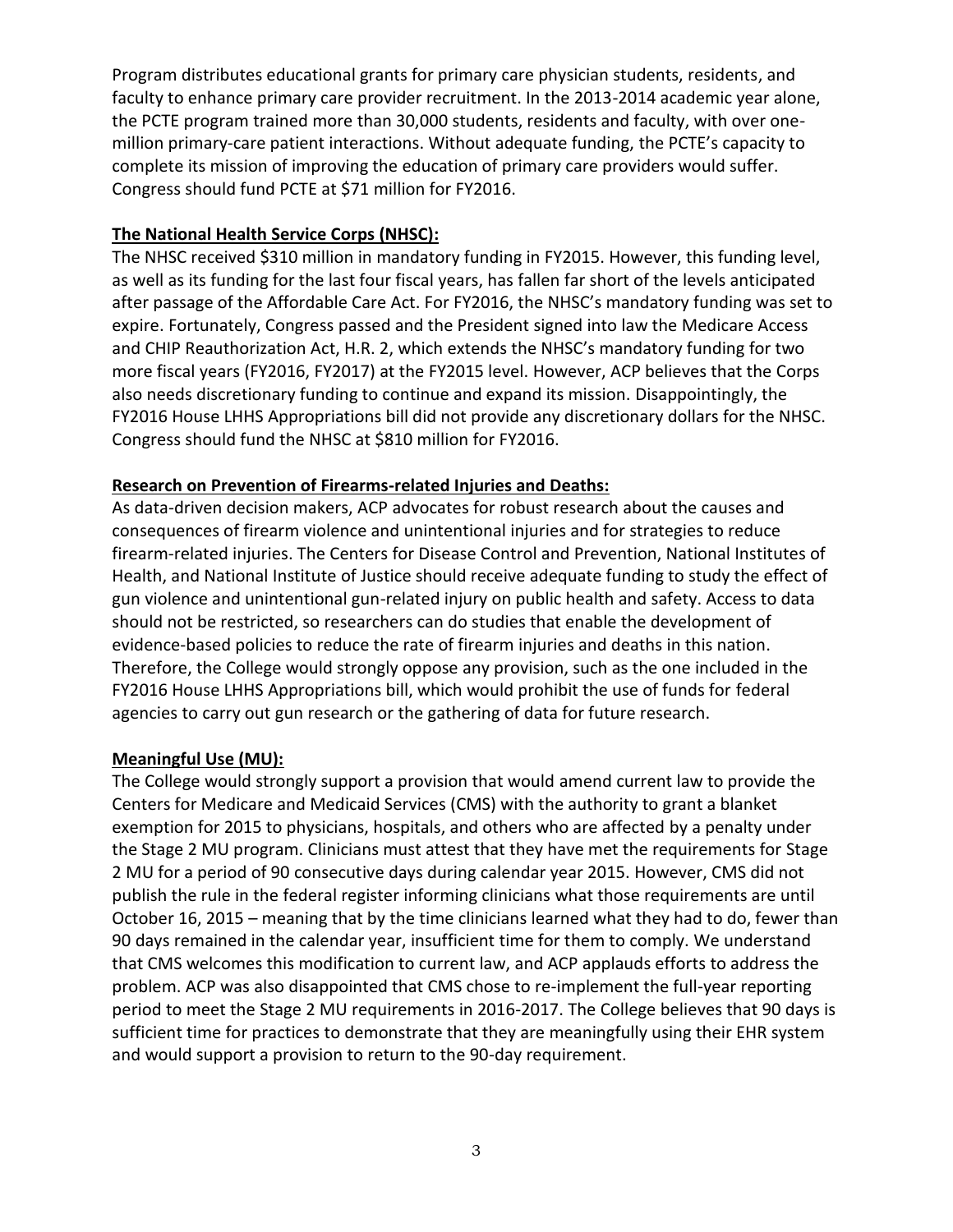Program distributes educational grants for primary care physician students, residents, and faculty to enhance primary care provider recruitment. In the 2013-2014 academic year alone, the PCTE program trained more than 30,000 students, residents and faculty, with over one-million primary-care patient interactions. Without adequate funding, the PCTE's capacity to complete its mission of improving the education of primary care providers would suffer. Congress should fund PCTE at $71 million for FY2016.

**The National Health Service Corps (NHSC):**

The NHSC received $310 million in mandatory funding in FY2015. However, this funding level, as well as its funding for the last four fiscal years, has fallen far short of the levels anticipated after passage of the Affordable Care Act. For FY2016, the NHSC's mandatory funding was set to expire. Fortunately, Congress passed and the President signed into law the Medicare Access and CHIP Reauthorization Act, H.R. 2, which extends the NHSC's mandatory funding for two more fiscal years (FY2016, FY2017) at the FY2015 level. However, ACP believes that the Corps also needs discretionary funding to continue and expand its mission. Disappointingly, the FY2016 House LHHS Appropriations bill did not provide any discretionary dollars for the NHSC. Congress should fund the NHSC at $810 million for FY2016.

**Research on Prevention of Firearms-related Injuries and Deaths:**

As data-driven decision makers, ACP advocates for robust research about the causes and consequences of firearm violence and unintentional injuries and for strategies to reduce firearm-related injuries. The Centers for Disease Control and Prevention, National Institutes of Health, and National Institute of Justice should receive adequate funding to study the effect of gun violence and unintentional gun-related injury on public health and safety. Access to data should not be restricted, so researchers can do studies that enable the development of evidence-based policies to reduce the rate of firearm injuries and deaths in this nation. Therefore, the College would strongly oppose any provision, such as the one included in the FY2016 House LHHS Appropriations bill, which would prohibit the use of funds for federal agencies to carry out gun research or the gathering of data for future research.

**Meaningful Use (MU):**

The College would strongly support a provision that would amend current law to provide the Centers for Medicare and Medicaid Services (CMS) with the authority to grant a blanket exemption for 2015 to physicians, hospitals, and others who are affected by a penalty under the Stage 2 MU program. Clinicians must attest that they have met the requirements for Stage 2 MU for a period of 90 consecutive days during calendar year 2015. However, CMS did not publish the rule in the federal register informing clinicians what those requirements are until October 16, 2015 – meaning that by the time clinicians learned what they had to do, fewer than 90 days remained in the calendar year, insufficient time for them to comply. We understand that CMS welcomes this modification to current law, and ACP applauds efforts to address the problem. ACP was also disappointed that CMS chose to re-implement the full-year reporting period to meet the Stage 2 MU requirements in 2016-2017. The College believes that 90 days is sufficient time for practices to demonstrate that they are meaningfully using their EHR system and would support a provision to return to the 90-day requirement.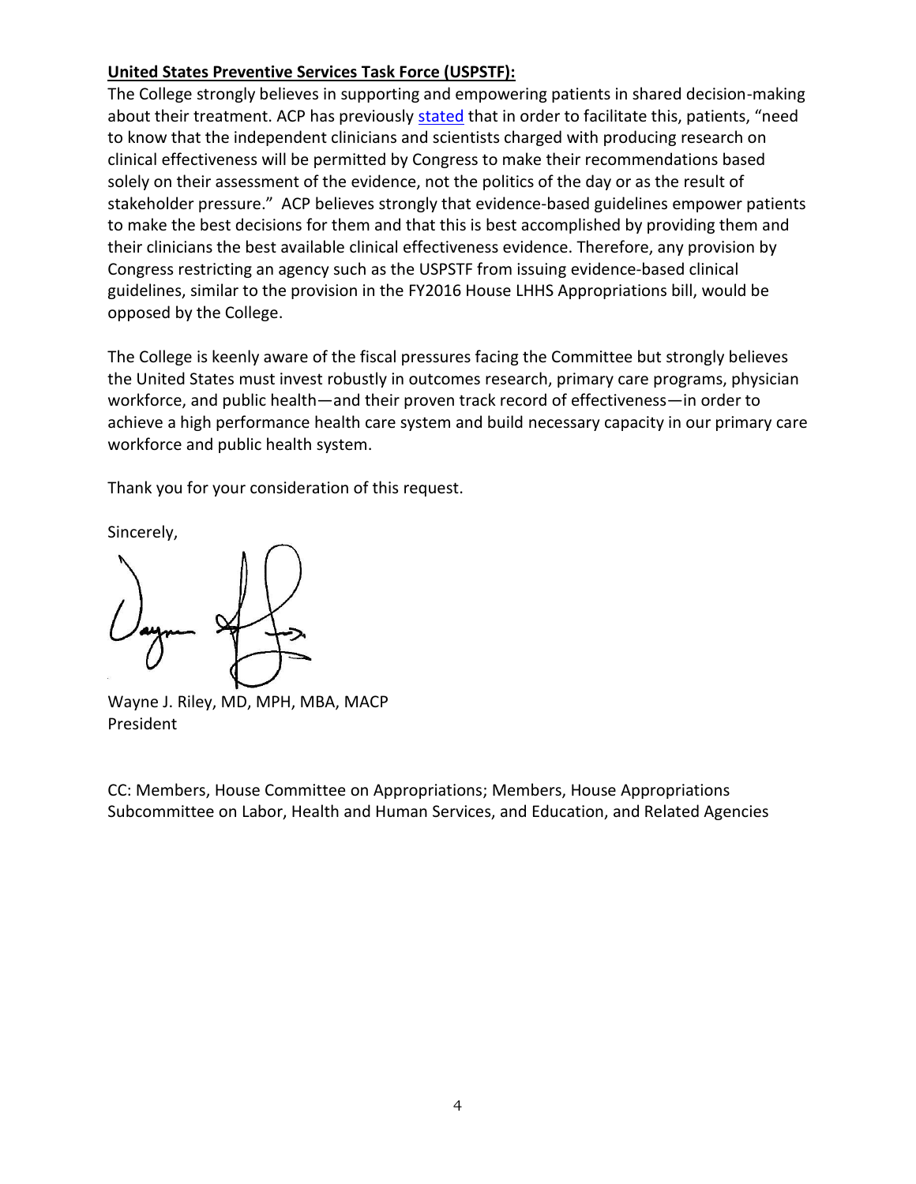**United States Preventive Services Task Force (USPSTF):**

The College strongly believes in supporting and empowering patients in shared decision-making about their treatment. ACP has previously stated that in order to facilitate this, patients, "need to know that the independent clinicians and scientists charged with producing research on clinical effectiveness will be permitted by Congress to make their recommendations based solely on their assessment of the evidence, not the politics of the day or as the result of stakeholder pressure." ACP believes strongly that evidence-based guidelines empower patients to make the best decisions for them and that this is best accomplished by providing them and their clinicians the best available clinical effectiveness evidence. Therefore, any provision by Congress restricting an agency such as the USPSTF from issuing evidence-based clinical guidelines, similar to the provision in the FY2016 House LHHS Appropriations bill, would be opposed by the College.

The College is keenly aware of the fiscal pressures facing the Committee but strongly believes the United States must invest robustly in outcomes research, primary care programs, physician workforce, and public health—and their proven track record of effectiveness—in order to achieve a high performance health care system and build necessary capacity in our primary care workforce and public health system.

Thank you for your consideration of this request.

Sincerely,

Wayne J. Riley, MD, MPH, MBA, MACP
President

CC: Members, House Committee on Appropriations; Members, House Appropriations Subcommittee on Labor, Health and Human Services, and Education, and Related Agencies